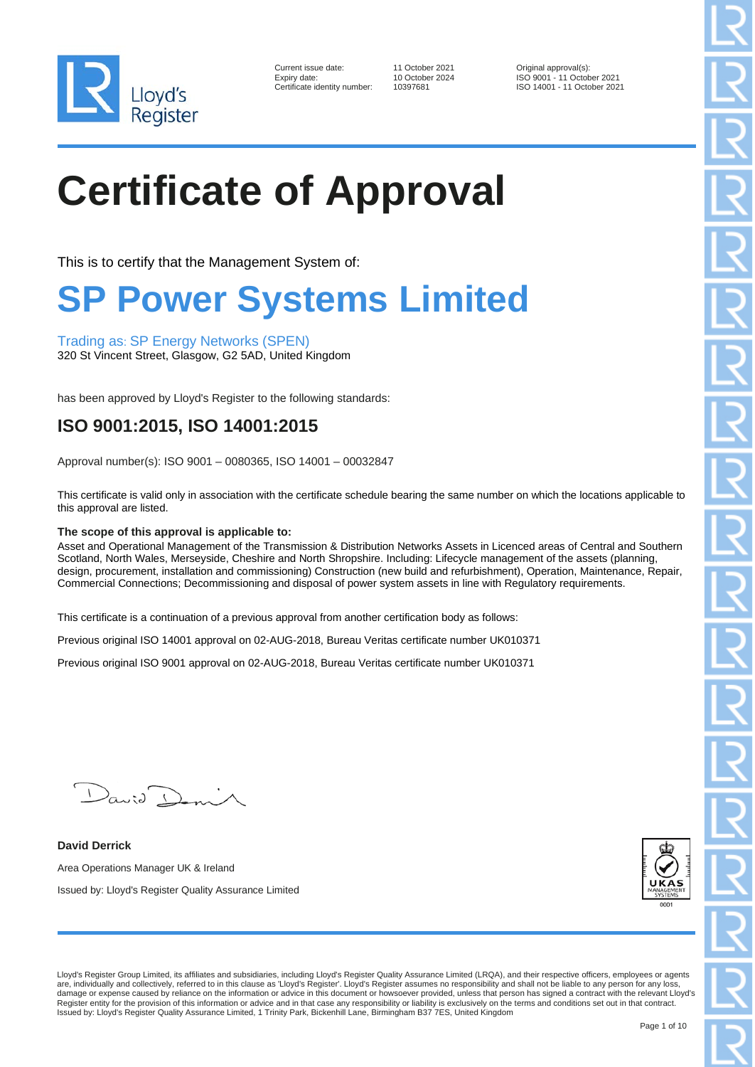Lloyd's Register

| | | |
|---|---|---|
| Current issue date: | 11 October 2021 | Original approval(s): |
| Expiry date: | 10 October 2024 | ISO 9001 - 11 October 2021 |
| Certificate identity number: | 10397681 | ISO 14001 - 11 October 2021 |

# Certificate of Approval

This is to certify that the Management System of:

# SP Power Systems Limited

Trading as: SP Energy Networks (SPEN)
320 St Vincent Street, Glasgow, G2 5AD, United Kingdom

has been approved by Lloyd's Register to the following standards:

## ISO 9001:2015, ISO 14001:2015

Approval number(s): ISO 9001 – 0080365, ISO 14001 – 00032847

This certificate is valid only in association with the certificate schedule bearing the same number on which the locations applicable to this approval are listed.

**The scope of this approval is applicable to:**
Asset and Operational Management of the Transmission & Distribution Networks Assets in Licenced areas of Central and Southern Scotland, North Wales, Merseyside, Cheshire and North Shropshire. Including: Lifecycle management of the assets (planning, design, procurement, installation and commissioning) Construction (new build and refurbishment), Operation, Maintenance, Repair, Commercial Connections; Decommissioning and disposal of power system assets in line with Regulatory requirements.

This certificate is a continuation of a previous approval from another certification body as follows:

Previous original ISO 14001 approval on 02-AUG-2018, Bureau Veritas certificate number UK010371

Previous original ISO 9001 approval on 02-AUG-2018, Bureau Veritas certificate number UK010371

**David Derrick**
Area Operations Manager UK & Ireland
Issued by: Lloyd's Register Quality Assurance Limited

UKAS MANAGEMENT SYSTEMS 0001

Lloyd's Register Group Limited, its affiliates and subsidiaries, including Lloyd's Register Quality Assurance Limited (LRQA), and their respective officers, employees or agents are, individually and collectively, referred to in this clause as 'Lloyd's Register'. Lloyd's Register assumes no responsibility and shall not be liable to any person for any loss, damage or expense caused by reliance on the information or advice in this document or howsoever provided, unless that person has signed a contract with the relevant Lloyd's Register entity for the provision of this information or advice and in that case any responsibility or liability is exclusively on the terms and conditions set out in that contract.
Issued by: Lloyd's Register Quality Assurance Limited, 1 Trinity Park, Bickenhill Lane, Birmingham B37 7ES, United Kingdom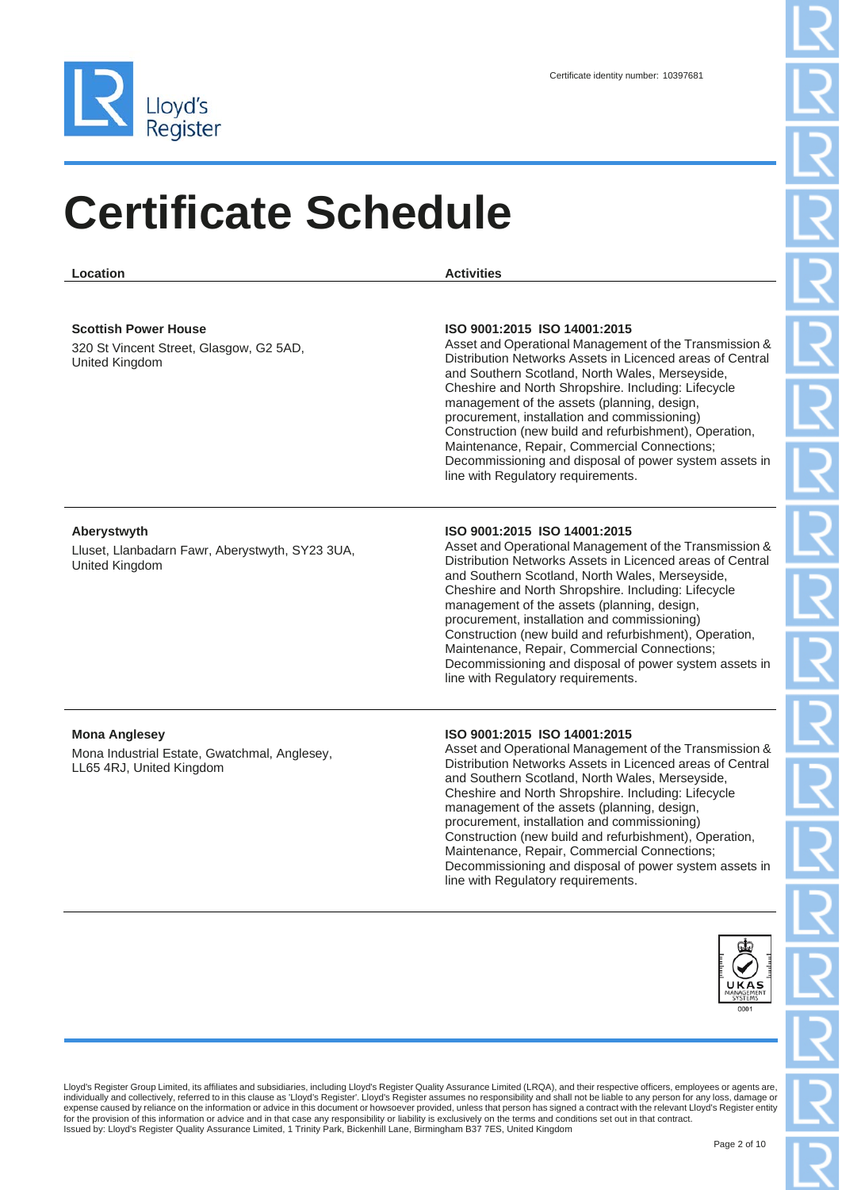Certificate identity number: 10397681

# Certificate Schedule

| Location | Activities |
| --- | --- |
| **Scottish Power House**<br>320 St Vincent Street, Glasgow, G2 5AD, United Kingdom | **ISO 9001:2015 ISO 14001:2015**<br>Asset and Operational Management of the Transmission & Distribution Networks Assets in Licenced areas of Central and Southern Scotland, North Wales, Merseyside, Cheshire and North Shropshire. Including: Lifecycle management of the assets (planning, design, procurement, installation and commissioning) Construction (new build and refurbishment), Operation, Maintenance, Repair, Commercial Connections; Decommissioning and disposal of power system assets in line with Regulatory requirements. |
| **Aberystwyth**<br>Lluset, Llanbadarn Fawr, Aberystwyth, SY23 3UA, United Kingdom | **ISO 9001:2015 ISO 14001:2015**<br>Asset and Operational Management of the Transmission & Distribution Networks Assets in Licenced areas of Central and Southern Scotland, North Wales, Merseyside, Cheshire and North Shropshire. Including: Lifecycle management of the assets (planning, design, procurement, installation and commissioning) Construction (new build and refurbishment), Operation, Maintenance, Repair, Commercial Connections; Decommissioning and disposal of power system assets in line with Regulatory requirements. |
| **Mona Anglesey**<br>Mona Industrial Estate, Gwatchmal, Anglesey, LL65 4RJ, United Kingdom | **ISO 9001:2015 ISO 14001:2015**<br>Asset and Operational Management of the Transmission & Distribution Networks Assets in Licenced areas of Central and Southern Scotland, North Wales, Merseyside, Cheshire and North Shropshire. Including: Lifecycle management of the assets (planning, design, procurement, installation and commissioning) Construction (new build and refurbishment), Operation, Maintenance, Repair, Commercial Connections; Decommissioning and disposal of power system assets in line with Regulatory requirements. |

Lloyd's Register Group Limited, its affiliates and subsidiaries, including Lloyd's Register Quality Assurance Limited (LRQA), and their respective officers, employees or agents are, individually and collectively, referred to in this clause as 'Lloyd's Register'. Lloyd's Register assumes no responsibility and shall not be liable to any person for any loss, damage or expense caused by reliance on the information or advice in this document or howsoever provided, unless that person has signed a contract with the relevant Lloyd's Register entity for the provision of this information or advice and in that case any responsibility or liability is exclusively on the terms and conditions set out in that contract.
Issued by: Lloyd's Register Quality Assurance Limited, 1 Trinity Park, Bickenhill Lane, Birmingham B37 7ES, United Kingdom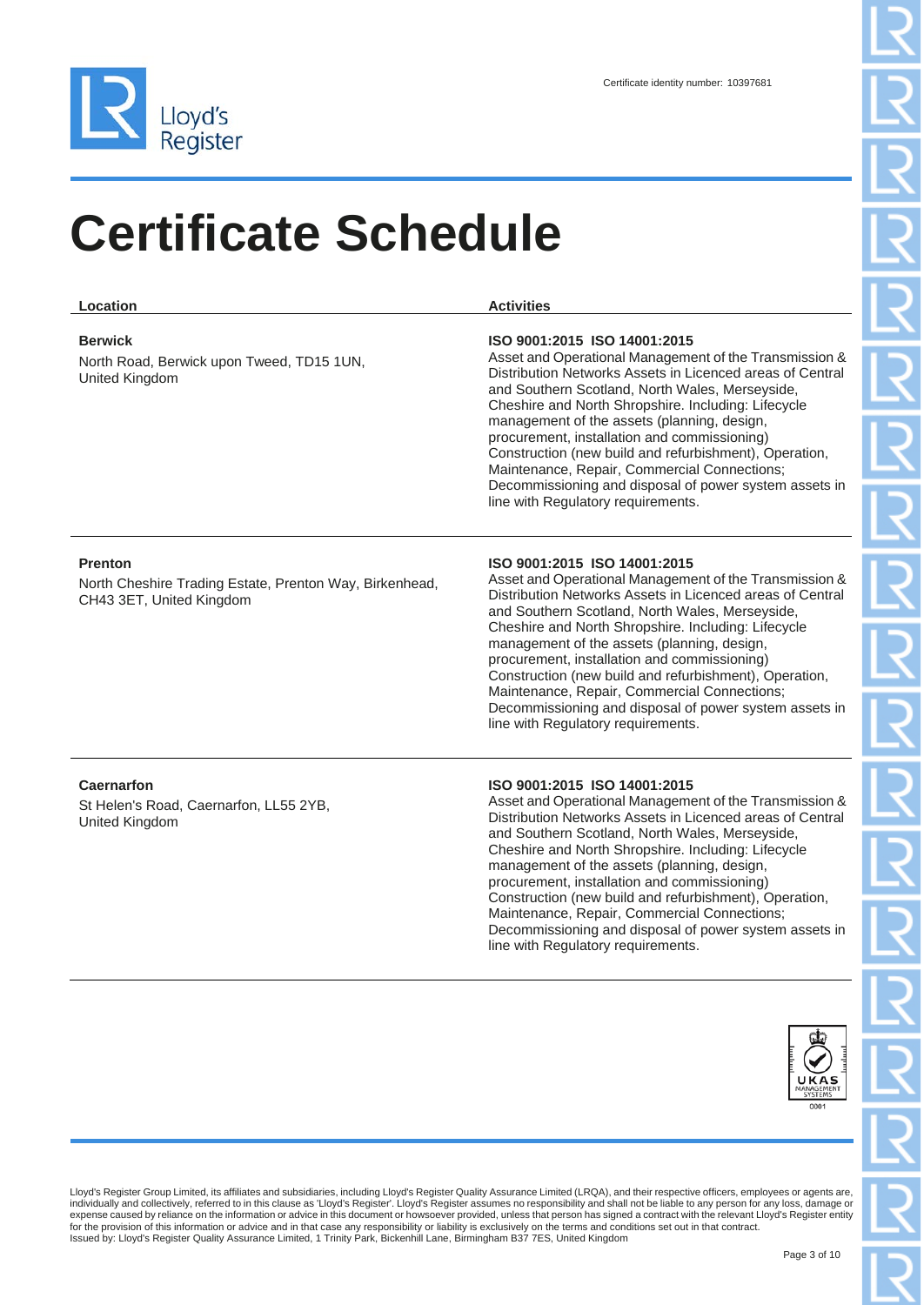Certificate identity number: 10397681

# Certificate Schedule

| Location | Activities |
| --- | --- |
| **Berwick**<br>North Road, Berwick upon Tweed, TD15 1UN, United Kingdom | **ISO 9001:2015 ISO 14001:2015**<br>Asset and Operational Management of the Transmission & Distribution Networks Assets in Licenced areas of Central and Southern Scotland, North Wales, Merseyside, Cheshire and North Shropshire. Including: Lifecycle management of the assets (planning, design, procurement, installation and commissioning) Construction (new build and refurbishment), Operation, Maintenance, Repair, Commercial Connections; Decommissioning and disposal of power system assets in line with Regulatory requirements. |
| **Prenton**<br>North Cheshire Trading Estate, Prenton Way, Birkenhead, CH43 3ET, United Kingdom | **ISO 9001:2015 ISO 14001:2015**<br>Asset and Operational Management of the Transmission & Distribution Networks Assets in Licenced areas of Central and Southern Scotland, North Wales, Merseyside, Cheshire and North Shropshire. Including: Lifecycle management of the assets (planning, design, procurement, installation and commissioning) Construction (new build and refurbishment), Operation, Maintenance, Repair, Commercial Connections; Decommissioning and disposal of power system assets in line with Regulatory requirements. |
| **Caernarfon**<br>St Helen's Road, Caernarfon, LL55 2YB, United Kingdom | **ISO 9001:2015 ISO 14001:2015**<br>Asset and Operational Management of the Transmission & Distribution Networks Assets in Licenced areas of Central and Southern Scotland, North Wales, Merseyside, Cheshire and North Shropshire. Including: Lifecycle management of the assets (planning, design, procurement, installation and commissioning) Construction (new build and refurbishment), Operation, Maintenance, Repair, Commercial Connections; Decommissioning and disposal of power system assets in line with Regulatory requirements. |

UKAS MANAGEMENT SYSTEMS 0001

Lloyd's Register Group Limited, its affiliates and subsidiaries, including Lloyd's Register Quality Assurance Limited (LRQA), and their respective officers, employees or agents are, individually and collectively, referred to in this clause as 'Lloyd's Register'. Lloyd's Register assumes no responsibility and shall not be liable to any person for any loss, damage or expense caused by reliance on the information or advice in this document or howsoever provided, unless that person has signed a contract with the relevant Lloyd's Register entity for the provision of this information or advice and in that case any responsibility or liability is exclusively on the terms and conditions set out in that contract.
Issued by: Lloyd's Register Quality Assurance Limited, 1 Trinity Park, Bickenhill Lane, Birmingham B37 7ES, United Kingdom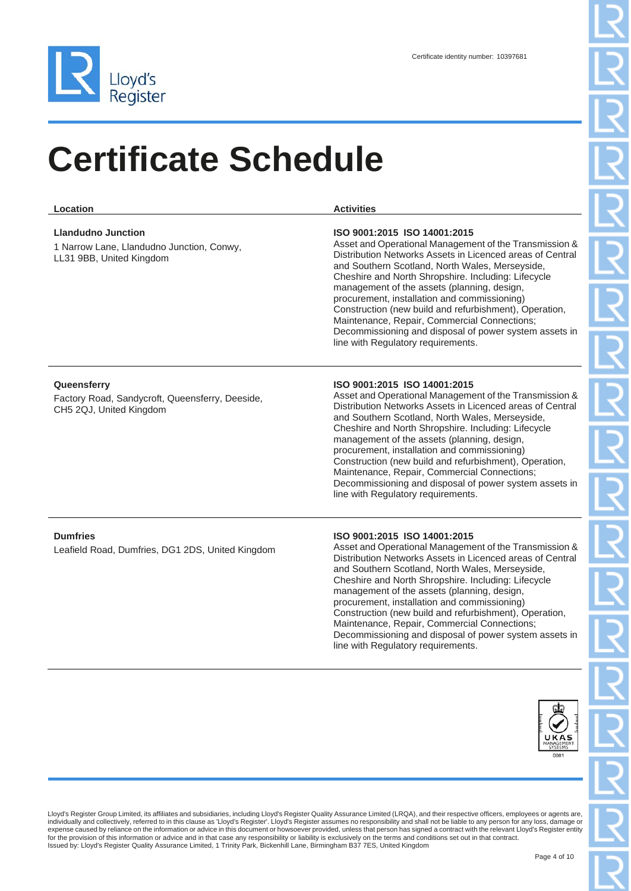Certificate identity number: 10397681

# Certificate Schedule

| Location | Activities |
| --- | --- |
| **Llandudno Junction**<br>1 Narrow Lane, Llandudno Junction, Conwy, LL31 9BB, United Kingdom | **ISO 9001:2015 ISO 14001:2015**<br>Asset and Operational Management of the Transmission & Distribution Networks Assets in Licenced areas of Central and Southern Scotland, North Wales, Merseyside, Cheshire and North Shropshire. Including: Lifecycle management of the assets (planning, design, procurement, installation and commissioning) Construction (new build and refurbishment), Operation, Maintenance, Repair, Commercial Connections; Decommissioning and disposal of power system assets in line with Regulatory requirements. |
| **Queensferry**<br>Factory Road, Sandycroft, Queensferry, Deeside, CH5 2QJ, United Kingdom | **ISO 9001:2015 ISO 14001:2015**<br>Asset and Operational Management of the Transmission & Distribution Networks Assets in Licenced areas of Central and Southern Scotland, North Wales, Merseyside, Cheshire and North Shropshire. Including: Lifecycle management of the assets (planning, design, procurement, installation and commissioning) Construction (new build and refurbishment), Operation, Maintenance, Repair, Commercial Connections; Decommissioning and disposal of power system assets in line with Regulatory requirements. |
| **Dumfries**<br>Leafield Road, Dumfries, DG1 2DS, United Kingdom | **ISO 9001:2015 ISO 14001:2015**<br>Asset and Operational Management of the Transmission & Distribution Networks Assets in Licenced areas of Central and Southern Scotland, North Wales, Merseyside, Cheshire and North Shropshire. Including: Lifecycle management of the assets (planning, design, procurement, installation and commissioning) Construction (new build and refurbishment), Operation, Maintenance, Repair, Commercial Connections; Decommissioning and disposal of power system assets in line with Regulatory requirements. |

UKAS MANAGEMENT SYSTEMS 0001

Lloyd's Register Group Limited, its affiliates and subsidiaries, including Lloyd's Register Quality Assurance Limited (LRQA), and their respective officers, employees or agents are, individually and collectively, referred to in this clause as 'Lloyd's Register'. Lloyd's Register assumes no responsibility and shall not be liable to any person for any loss, damage or expense caused by reliance on the information or advice in this document or howsoever provided, unless that person has signed a contract with the relevant Lloyd's Register entity for the provision of this information or advice and in that case any responsibility or liability is exclusively on the terms and conditions set out in that contract.
Issued by: Lloyd's Register Quality Assurance Limited, 1 Trinity Park, Bickenhill Lane, Birmingham B37 7ES, United Kingdom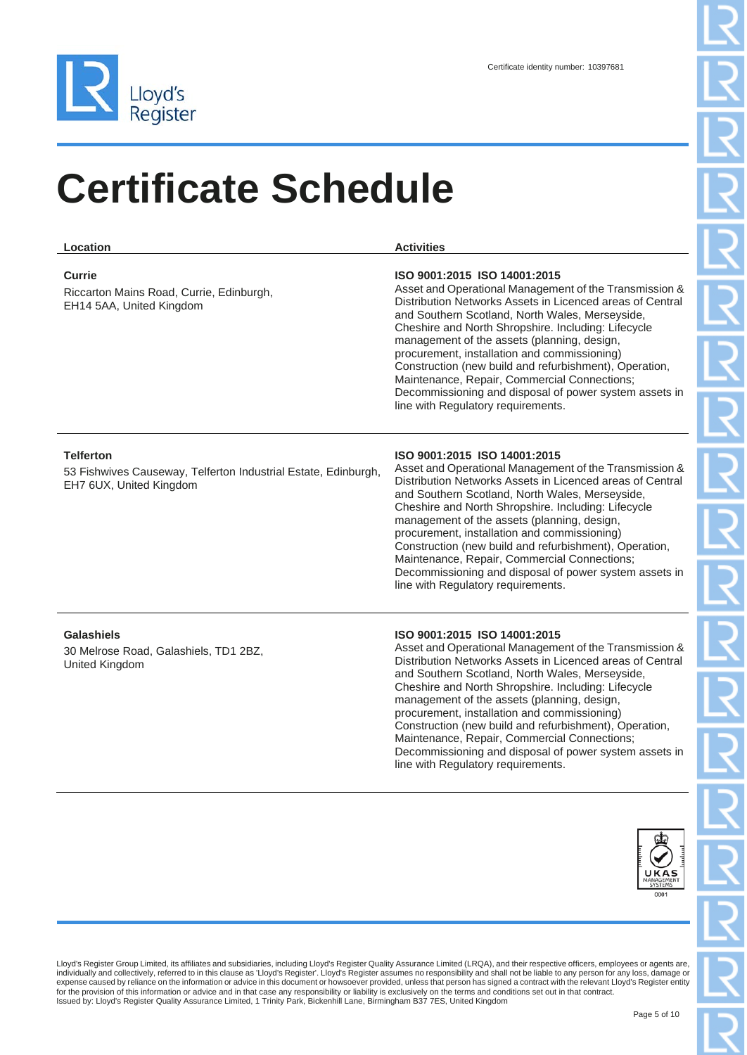Certificate identity number: 10397681

# Certificate Schedule

| Location | Activities |
|---|---|
| **Currie**<br>Riccarton Mains Road, Currie, Edinburgh, EH14 5AA, United Kingdom | **ISO 9001:2015 ISO 14001:2015**<br>Asset and Operational Management of the Transmission & Distribution Networks Assets in Licenced areas of Central and Southern Scotland, North Wales, Merseyside, Cheshire and North Shropshire. Including: Lifecycle management of the assets (planning, design, procurement, installation and commissioning) Construction (new build and refurbishment), Operation, Maintenance, Repair, Commercial Connections; Decommissioning and disposal of power system assets in line with Regulatory requirements. |
| **Telferton**<br>53 Fishwives Causeway, Telferton Industrial Estate, Edinburgh, EH7 6UX, United Kingdom | **ISO 9001:2015 ISO 14001:2015**<br>Asset and Operational Management of the Transmission & Distribution Networks Assets in Licenced areas of Central and Southern Scotland, North Wales, Merseyside, Cheshire and North Shropshire. Including: Lifecycle management of the assets (planning, design, procurement, installation and commissioning) Construction (new build and refurbishment), Operation, Maintenance, Repair, Commercial Connections; Decommissioning and disposal of power system assets in line with Regulatory requirements. |
| **Galashiels**<br>30 Melrose Road, Galashiels, TD1 2BZ, United Kingdom | **ISO 9001:2015 ISO 14001:2015**<br>Asset and Operational Management of the Transmission & Distribution Networks Assets in Licenced areas of Central and Southern Scotland, North Wales, Merseyside, Cheshire and North Shropshire. Including: Lifecycle management of the assets (planning, design, procurement, installation and commissioning) Construction (new build and refurbishment), Operation, Maintenance, Repair, Commercial Connections; Decommissioning and disposal of power system assets in line with Regulatory requirements. |

Lloyd's Register Group Limited, its affiliates and subsidiaries, including Lloyd's Register Quality Assurance Limited (LRQA), and their respective officers, employees or agents are, individually and collectively, referred to in this clause as 'Lloyd's Register'. Lloyd's Register assumes no responsibility and shall not be liable to any person for any loss, damage or expense caused by reliance on the information or advice in this document or howsoever provided, unless that person has signed a contract with the relevant Lloyd's Register entity for the provision of this information or advice and in that case any responsibility or liability is exclusively on the terms and conditions set out in that contract.
Issued by: Lloyd's Register Quality Assurance Limited, 1 Trinity Park, Bickenhill Lane, Birmingham B37 7ES, United Kingdom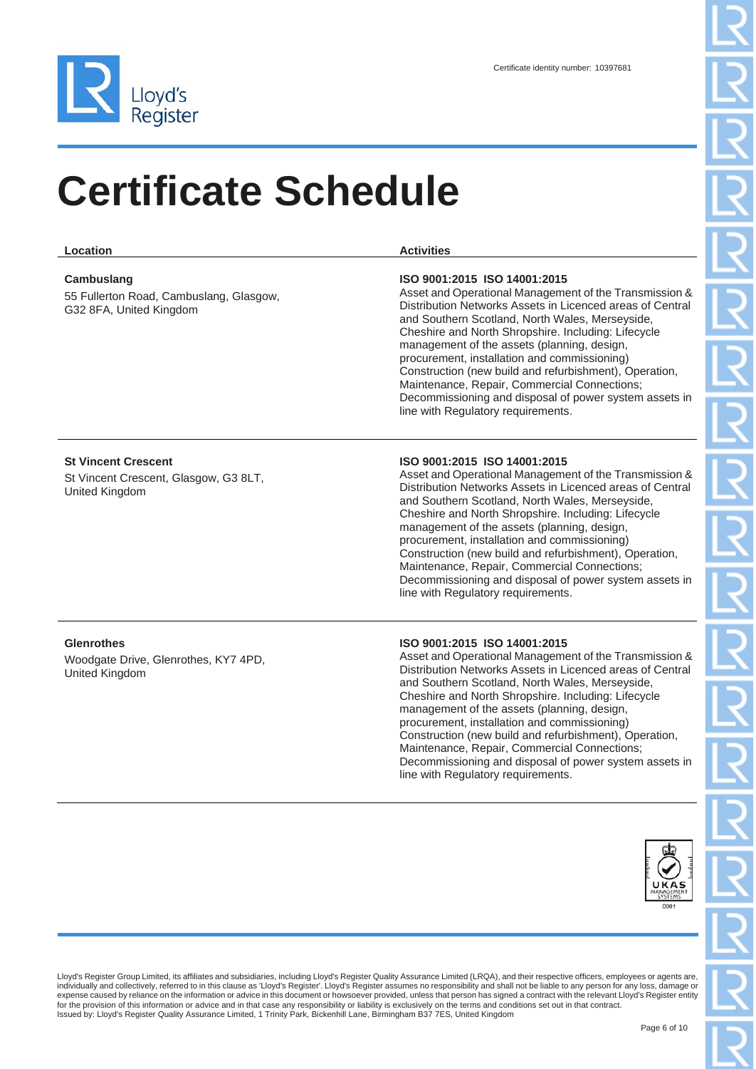Certificate identity number: 10397681

# Certificate Schedule

| Location | Activities |
| --- | --- |
| **Cambuslang**<br>55 Fullerton Road, Cambuslang, Glasgow, G32 8FA, United Kingdom | **ISO 9001:2015 ISO 14001:2015**<br>Asset and Operational Management of the Transmission & Distribution Networks Assets in Licenced areas of Central and Southern Scotland, North Wales, Merseyside, Cheshire and North Shropshire. Including: Lifecycle management of the assets (planning, design, procurement, installation and commissioning) Construction (new build and refurbishment), Operation, Maintenance, Repair, Commercial Connections; Decommissioning and disposal of power system assets in line with Regulatory requirements. |
| **St Vincent Crescent**<br>St Vincent Crescent, Glasgow, G3 8LT, United Kingdom | **ISO 9001:2015 ISO 14001:2015**<br>Asset and Operational Management of the Transmission & Distribution Networks Assets in Licenced areas of Central and Southern Scotland, North Wales, Merseyside, Cheshire and North Shropshire. Including: Lifecycle management of the assets (planning, design, procurement, installation and commissioning) Construction (new build and refurbishment), Operation, Maintenance, Repair, Commercial Connections; Decommissioning and disposal of power system assets in line with Regulatory requirements. |
| **Glenrothes**<br>Woodgate Drive, Glenrothes, KY7 4PD, United Kingdom | **ISO 9001:2015 ISO 14001:2015**<br>Asset and Operational Management of the Transmission & Distribution Networks Assets in Licenced areas of Central and Southern Scotland, North Wales, Merseyside, Cheshire and North Shropshire. Including: Lifecycle management of the assets (planning, design, procurement, installation and commissioning) Construction (new build and refurbishment), Operation, Maintenance, Repair, Commercial Connections; Decommissioning and disposal of power system assets in line with Regulatory requirements. |

Lloyd's Register Group Limited, its affiliates and subsidiaries, including Lloyd's Register Quality Assurance Limited (LRQA), and their respective officers, employees or agents are, individually and collectively, referred to in this clause as 'Lloyd's Register'. Lloyd's Register assumes no responsibility and shall not be liable to any person for any loss, damage or expense caused by reliance on the information or advice in this document or howsoever provided, unless that person has signed a contract with the relevant Lloyd's Register entity for the provision of this information or advice and in that case any responsibility or liability is exclusively on the terms and conditions set out in that contract.
Issued by: Lloyd's Register Quality Assurance Limited, 1 Trinity Park, Bickenhill Lane, Birmingham B37 7ES, United Kingdom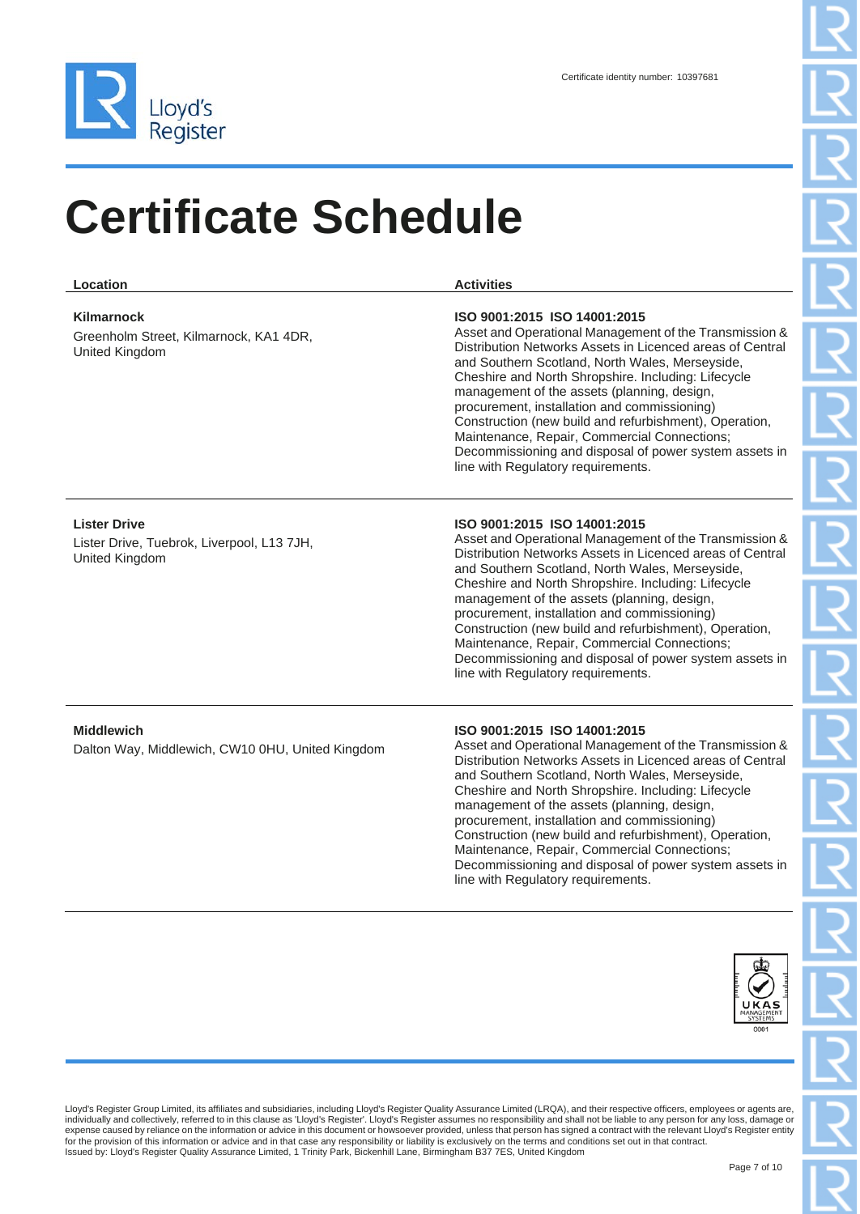Certificate identity number: 10397681

# Certificate Schedule

| Location | Activities |
|---|---|
| **Kilmarnock**<br>Greenholm Street, Kilmarnock, KA1 4DR, United Kingdom | **ISO 9001:2015 ISO 14001:2015**<br>Asset and Operational Management of the Transmission & Distribution Networks Assets in Licenced areas of Central and Southern Scotland, North Wales, Merseyside, Cheshire and North Shropshire. Including: Lifecycle management of the assets (planning, design, procurement, installation and commissioning) Construction (new build and refurbishment), Operation, Maintenance, Repair, Commercial Connections; Decommissioning and disposal of power system assets in line with Regulatory requirements. |
| **Lister Drive**<br>Lister Drive, Tuebrok, Liverpool, L13 7JH, United Kingdom | **ISO 9001:2015 ISO 14001:2015**<br>Asset and Operational Management of the Transmission & Distribution Networks Assets in Licenced areas of Central and Southern Scotland, North Wales, Merseyside, Cheshire and North Shropshire. Including: Lifecycle management of the assets (planning, design, procurement, installation and commissioning) Construction (new build and refurbishment), Operation, Maintenance, Repair, Commercial Connections; Decommissioning and disposal of power system assets in line with Regulatory requirements. |
| **Middlewich**<br>Dalton Way, Middlewich, CW10 0HU, United Kingdom | **ISO 9001:2015 ISO 14001:2015**<br>Asset and Operational Management of the Transmission & Distribution Networks Assets in Licenced areas of Central and Southern Scotland, North Wales, Merseyside, Cheshire and North Shropshire. Including: Lifecycle management of the assets (planning, design, procurement, installation and commissioning) Construction (new build and refurbishment), Operation, Maintenance, Repair, Commercial Connections; Decommissioning and disposal of power system assets in line with Regulatory requirements. |

UKAS MANAGEMENT SYSTEMS 0001

Lloyd's Register Group Limited, its affiliates and subsidiaries, including Lloyd's Register Quality Assurance Limited (LRQA), and their respective officers, employees or agents are, individually and collectively, referred to in this clause as 'Lloyd's Register'. Lloyd's Register assumes no responsibility and shall not be liable to any person for any loss, damage or expense caused by reliance on the information or advice in this document or howsoever provided, unless that person has signed a contract with the relevant Lloyd's Register entity for the provision of this information or advice and in that case any responsibility or liability is exclusively on the terms and conditions set out in that contract.
Issued by: Lloyd's Register Quality Assurance Limited, 1 Trinity Park, Bickenhill Lane, Birmingham B37 7ES, United Kingdom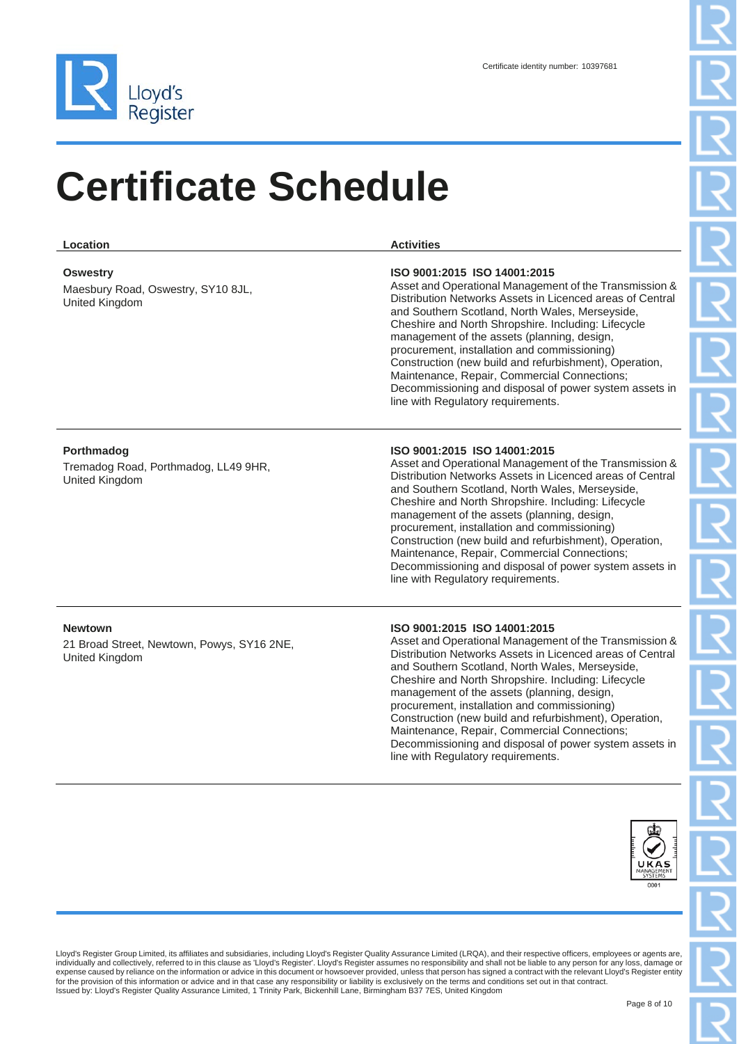Certificate identity number: 10397681

# Certificate Schedule

| Location | Activities |
| --- | --- |
| **Oswestry**<br>Maesbury Road, Oswestry, SY10 8JL, United Kingdom | **ISO 9001:2015 ISO 14001:2015**<br>Asset and Operational Management of the Transmission & Distribution Networks Assets in Licenced areas of Central and Southern Scotland, North Wales, Merseyside, Cheshire and North Shropshire. Including: Lifecycle management of the assets (planning, design, procurement, installation and commissioning) Construction (new build and refurbishment), Operation, Maintenance, Repair, Commercial Connections; Decommissioning and disposal of power system assets in line with Regulatory requirements. |
| **Porthmadog**<br>Tremadog Road, Porthmadog, LL49 9HR, United Kingdom | **ISO 9001:2015 ISO 14001:2015**<br>Asset and Operational Management of the Transmission & Distribution Networks Assets in Licenced areas of Central and Southern Scotland, North Wales, Merseyside, Cheshire and North Shropshire. Including: Lifecycle management of the assets (planning, design, procurement, installation and commissioning) Construction (new build and refurbishment), Operation, Maintenance, Repair, Commercial Connections; Decommissioning and disposal of power system assets in line with Regulatory requirements. |
| **Newtown**<br>21 Broad Street, Newtown, Powys, SY16 2NE, United Kingdom | **ISO 9001:2015 ISO 14001:2015**<br>Asset and Operational Management of the Transmission & Distribution Networks Assets in Licenced areas of Central and Southern Scotland, North Wales, Merseyside, Cheshire and North Shropshire. Including: Lifecycle management of the assets (planning, design, procurement, installation and commissioning) Construction (new build and refurbishment), Operation, Maintenance, Repair, Commercial Connections; Decommissioning and disposal of power system assets in line with Regulatory requirements. |

Lloyd's Register Group Limited, its affiliates and subsidiaries, including Lloyd's Register Quality Assurance Limited (LRQA), and their respective officers, employees or agents are, individually and collectively, referred to in this clause as 'Lloyd's Register'. Lloyd's Register assumes no responsibility and shall not be liable to any person for any loss, damage or expense caused by reliance on the information or advice in this document or howsoever provided, unless that person has signed a contract with the relevant Lloyd's Register entity for the provision of this information or advice and in that case any responsibility or liability is exclusively on the terms and conditions set out in that contract.
Issued by: Lloyd's Register Quality Assurance Limited, 1 Trinity Park, Bickenhill Lane, Birmingham B37 7ES, United Kingdom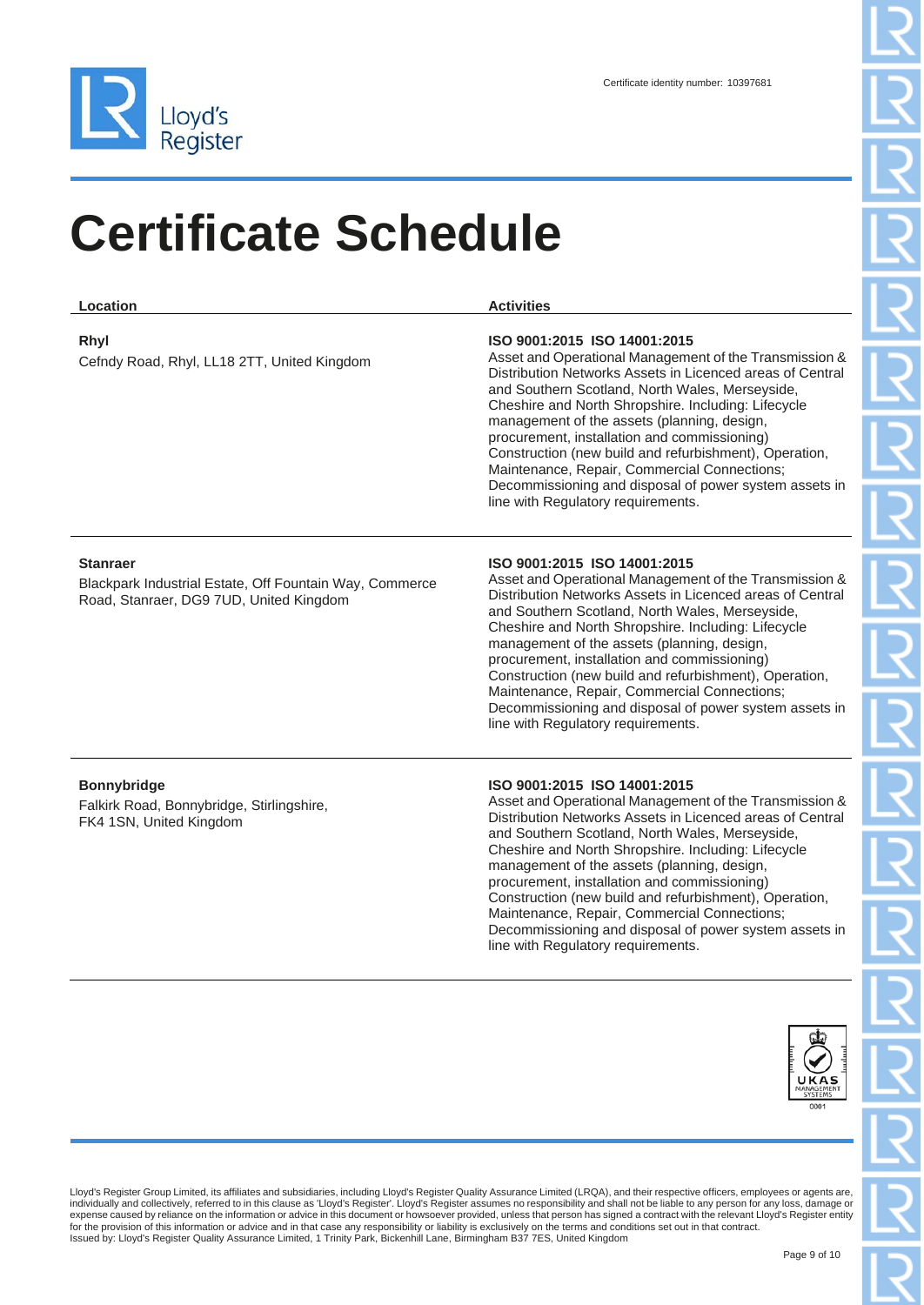Certificate identity number: 10397681

# Certificate Schedule

| Location | Activities |
| --- | --- |
| **Rhyl**<br>Cefndy Road, Rhyl, LL18 2TT, United Kingdom | **ISO 9001:2015 ISO 14001:2015**<br>Asset and Operational Management of the Transmission & Distribution Networks Assets in Licenced areas of Central and Southern Scotland, North Wales, Merseyside, Cheshire and North Shropshire. Including: Lifecycle management of the assets (planning, design, procurement, installation and commissioning) Construction (new build and refurbishment), Operation, Maintenance, Repair, Commercial Connections; Decommissioning and disposal of power system assets in line with Regulatory requirements. |
| **Stanraer**<br>Blackpark Industrial Estate, Off Fountain Way, Commerce Road, Stanraer, DG9 7UD, United Kingdom | **ISO 9001:2015 ISO 14001:2015**<br>Asset and Operational Management of the Transmission & Distribution Networks Assets in Licenced areas of Central and Southern Scotland, North Wales, Merseyside, Cheshire and North Shropshire. Including: Lifecycle management of the assets (planning, design, procurement, installation and commissioning) Construction (new build and refurbishment), Operation, Maintenance, Repair, Commercial Connections; Decommissioning and disposal of power system assets in line with Regulatory requirements. |
| **Bonnybridge**<br>Falkirk Road, Bonnybridge, Stirlingshire, FK4 1SN, United Kingdom | **ISO 9001:2015 ISO 14001:2015**<br>Asset and Operational Management of the Transmission & Distribution Networks Assets in Licenced areas of Central and Southern Scotland, North Wales, Merseyside, Cheshire and North Shropshire. Including: Lifecycle management of the assets (planning, design, procurement, installation and commissioning) Construction (new build and refurbishment), Operation, Maintenance, Repair, Commercial Connections; Decommissioning and disposal of power system assets in line with Regulatory requirements. |

Lloyd's Register Group Limited, its affiliates and subsidiaries, including Lloyd's Register Quality Assurance Limited (LRQA), and their respective officers, employees or agents are, individually and collectively, referred to in this clause as 'Lloyd's Register'. Lloyd's Register assumes no responsibility and shall not be liable to any person for any loss, damage or expense caused by reliance on the information or advice in this document or howsoever provided, unless that person has signed a contract with the relevant Lloyd's Register entity for the provision of this information or advice and in that case any responsibility or liability is exclusively on the terms and conditions set out in that contract.
Issued by: Lloyd's Register Quality Assurance Limited, 1 Trinity Park, Bickenhill Lane, Birmingham B37 7ES, United Kingdom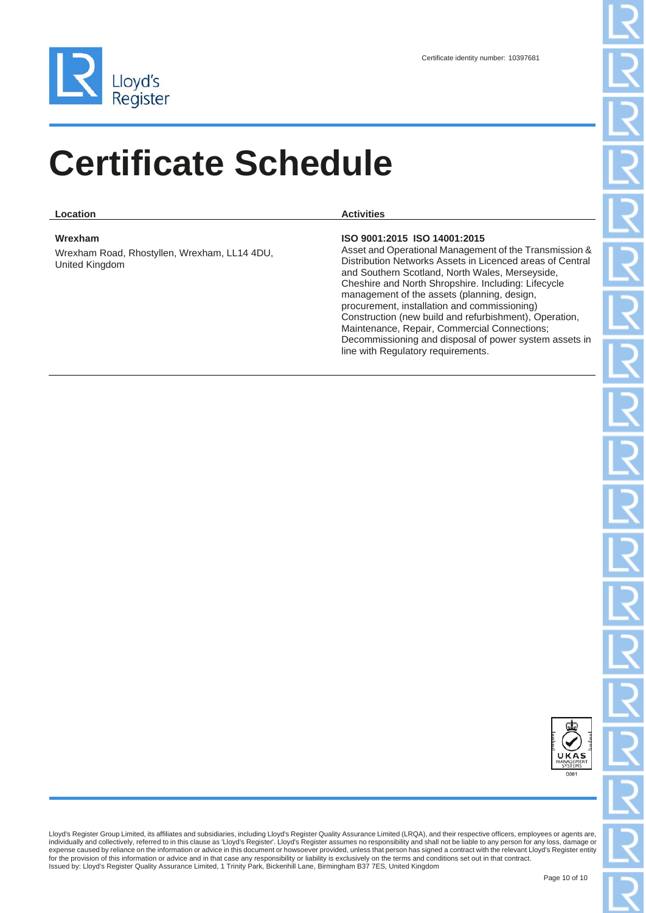Certificate identity number: 10397681

# Certificate Schedule

| Location | Activities |
| --- | --- |
| **Wrexham**<br>Wrexham Road, Rhostyllen, Wrexham, LL14 4DU, United Kingdom | **ISO 9001:2015 ISO 14001:2015**<br>Asset and Operational Management of the Transmission & Distribution Networks Assets in Licenced areas of Central and Southern Scotland, North Wales, Merseyside, Cheshire and North Shropshire. Including: Lifecycle management of the assets (planning, design, procurement, installation and commissioning) Construction (new build and refurbishment), Operation, Maintenance, Repair, Commercial Connections; Decommissioning and disposal of power system assets in line with Regulatory requirements. |

Lloyd's Register Group Limited, its affiliates and subsidiaries, including Lloyd's Register Quality Assurance Limited (LRQA), and their respective officers, employees or agents are, individually and collectively, referred to in this clause as 'Lloyd's Register'. Lloyd's Register assumes no responsibility and shall not be liable to any person for any loss, damage or expense caused by reliance on the information or advice in this document or howsoever provided, unless that person has signed a contract with the relevant Lloyd's Register entity for the provision of this information or advice and in that case any responsibility or liability is exclusively on the terms and conditions set out in that contract.
Issued by: Lloyd's Register Quality Assurance Limited, 1 Trinity Park, Bickenhill Lane, Birmingham B37 7ES, United Kingdom